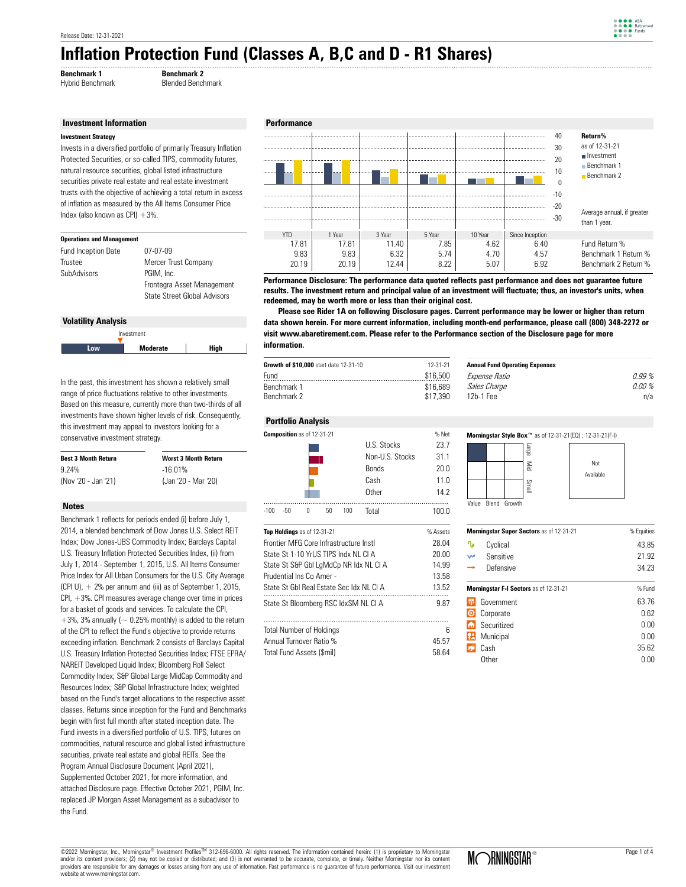Release Date: 12-31-2021

# Inflation Protection Fund (Classes A, B,C and D - R1 Shares)

**Benchmark 1**
Hybrid Benchmark

**Benchmark 2**
Blended Benchmark

## Investment Information

### Investment Strategy

Invests in a diversified portfolio of primarily Treasury Inflation Protected Securities, or so-called TIPS, commodity futures, natural resource securities, global listed infrastructure securities private real estate and real estate investment trusts with the objective of achieving a total return in excess of inflation as measured by the All Items Consumer Price Index (also known as CPI) +3%.

### Operations and Management

| | |
|---|---|
| Fund Inception Date | 07-07-09 |
| Trustee | Mercer Trust Company |
| SubAdvisors | PGIM, Inc.<br>Frontegra Asset Management<br>State Street Global Advisors |

## Volatility Analysis

Investment: Low | **Moderate** | High

In the past, this investment has shown a relatively small range of price fluctuations relative to other investments. Based on this measure, currently more than two-thirds of all investments have shown higher levels of risk. Consequently, this investment may appeal to investors looking for a conservative investment strategy.

| Best 3 Month Return | Worst 3 Month Return |
|---|---|
| 9.24% | -16.01% |
| (Nov '20 - Jan '21) | (Jan '20 - Mar '20) |

## Notes

Benchmark 1 reflects for periods ended (i) before July 1, 2014, a blended benchmark of Dow Jones U.S. Select REIT Index; Dow Jones-UBS Commodity Index; Barclays Capital U.S. Treasury Inflation Protected Securities Index, (ii) from July 1, 2014 - September 1, 2015, U.S. All Items Consumer Price Index for All Urban Consumers for the U.S. City Average (CPI U), + 2% per annum and (iii) as of September 1, 2015, CPI, +3%. CPI measures average change over time in prices for a basket of goods and services. To calculate the CPI, +3%, 3% annually (~ 0.25% monthly) is added to the return of the CPI to reflect the Fund's objective to provide returns exceeding inflation. Benchmark 2 consists of Barclays Capital U.S. Treasury Inflation Protected Securities Index; FTSE EPRA/NAREIT Developed Liquid Index; Bloomberg Roll Select Commodity Index; S&P Global Large MidCap Commodity and Resources Index; S&P Global Infrastructure Index; weighted based on the Fund's target allocations to the respective asset classes. Returns since inception for the Fund and Benchmarks begin with first full month after stated inception date. The Fund invests in a diversified portfolio of U.S. TIPS, futures on commodities, natural resource and global listed infrastructure securities, private real estate and global REITs. See the Program Annual Disclosure Document (April 2021), Supplemented October 2021, for more information, and attached Disclosure page. Effective October 2021, PGIM, Inc. replaced JP Morgan Asset Management as a subadvisor to the Fund.

## Performance

Return% as of 12-31-21. Average annual, if greater than 1 year.

| | YTD | 1 Year | 3 Year | 5 Year | 10 Year | Since Inception |
|---|---|---|---|---|---|---|
| Fund Return % | 17.81 | 17.81 | 11.40 | 7.85 | 4.62 | 6.40 |
| Benchmark 1 Return % | 9.83 | 9.83 | 6.32 | 5.74 | 4.70 | 4.57 |
| Benchmark 2 Return % | 20.19 | 20.19 | 12.44 | 8.22 | 5.07 | 6.92 |

**Performance Disclosure: The performance data quoted reflects past performance and does not guarantee future results. The investment return and principal value of an investment will fluctuate; thus, an investor's units, when redeemed, may be worth more or less than their original cost.**

**Please see Rider 1A on following Disclosure pages. Current performance may be lower or higher than return data shown herein. For more current information, including month-end performance, please call (800) 348-2272 or visit www.abaretirement.com. Please refer to the Performance section of the Disclosure page for more information.**

| Growth of $10,000 start date 12-31-10 | 12-31-21 |
|---|---|
| Fund | $16,500 |
| Benchmark 1 | $16,689 |
| Benchmark 2 | $17,390 |

| Annual Fund Operating Expenses | |
|---|---|
| *Expense Ratio* | *0.99 %* |
| *Sales Charge* | *0.00 %* |
| 12b-1 Fee | n/a |

## Portfolio Analysis

| Composition as of 12-31-21 | % Net |
|---|---|
| U.S. Stocks | 23.7 |
| Non-U.S. Stocks | 31.1 |
| Bonds | 20.0 |
| Cash | 11.0 |
| Other | 14.2 |
| Total | 100.0 |

**Morningstar Style Box™** as of 12-31-21(EQ) ; 12-31-21(F-I)

Equity: Large Value. Fixed Income: Not Available

| Top Holdings as of 12-31-21 | % Assets |
|---|---|
| Frontier MFG Core Infrastructure Instl | 28.04 |
| State St 1-10 YrUS TIPS Indx NL Cl A | 20.00 |
| State St S&P Gbl LgMdCp NR Idx NL Cl A | 14.99 |
| Prudential Ins Co Amer - | 13.58 |
| State St Gbl Real Estate Sec Idx NL Cl A | 13.52 |
| State St Bloomberg RSC IdxSM NL Cl A | 9.87 |
| Total Number of Holdings | 6 |
| Annual Turnover Ratio % | 45.57 |
| Total Fund Assets ($mil) | 58.64 |

| Morningstar Super Sectors as of 12-31-21 | % Equities |
|---|---|
| Cyclical | 43.85 |
| Sensitive | 21.92 |
| Defensive | 34.23 |

| Morningstar F-I Sectors as of 12-31-21 | % Fund |
|---|---|
| Government | 63.76 |
| Corporate | 0.62 |
| Securitized | 0.00 |
| Municipal | 0.00 |
| Cash | 35.62 |
| Other | 0.00 |

©2022 Morningstar, Inc., Morningstar® Investment Profiles™ 312-696-6000. All rights reserved. The information contained herein: (1) is proprietary to Morningstar and/or its content providers; (2) may not be copied or distributed; and (3) is not warranted to be accurate, complete, or timely. Neither Morningstar nor its content providers are responsible for any damages or losses arising from any use of information. Past performance is no guarantee of future performance. Visit our investment website at www.morningstar.com.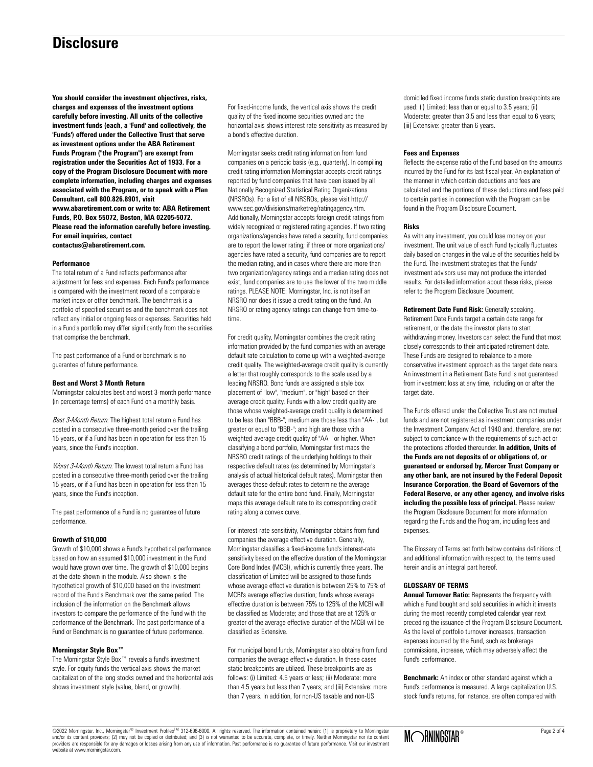# Disclosure

**You should consider the investment objectives, risks, charges and expenses of the investment options carefully before investing. All units of the collective investment funds (each, a 'Fund' and collectively, the 'Funds') offered under the Collective Trust that serve as investment options under the ABA Retirement Funds Program ("the Program") are exempt from registration under the Securities Act of 1933. For a copy of the Program Disclosure Document with more complete information, including charges and expenses associated with the Program, or to speak with a Plan Consultant, call 800.826.8901, visit www.abaretirement.com or write to: ABA Retirement Funds, P.O. Box 55072, Boston, MA 02205-5072. Please read the information carefully before investing. For email inquiries, contact contactus@abaretirement.com.**

**Performance**

The total return of a Fund reflects performance after adjustment for fees and expenses. Each Fund's performance is compared with the investment record of a comparable market index or other benchmark. The benchmark is a portfolio of specified securities and the benchmark does not reflect any initial or ongoing fees or expenses. Securities held in a Fund's portfolio may differ significantly from the securities that comprise the benchmark.

The past performance of a Fund or benchmark is no guarantee of future performance.

**Best and Worst 3 Month Return**

Morningstar calculates best and worst 3-month performance (in percentage terms) of each Fund on a monthly basis.

*Best 3-Month Return:* The highest total return a Fund has posted in a consecutive three-month period over the trailing 15 years, or if a Fund has been in operation for less than 15 years, since the Fund's inception.

*Worst 3-Month Return:* The lowest total return a Fund has posted in a consecutive three-month period over the trailing 15 years, or if a Fund has been in operation for less than 15 years, since the Fund's inception.

The past performance of a Fund is no guarantee of future performance.

**Growth of $10,000**

Growth of $10,000 shows a Fund's hypothetical performance based on how an assumed $10,000 investment in the Fund would have grown over time. The growth of $10,000 begins at the date shown in the module. Also shown is the hypothetical growth of $10,000 based on the investment record of the Fund's Benchmark over the same period. The inclusion of the information on the Benchmark allows investors to compare the performance of the Fund with the performance of the Benchmark. The past performance of a Fund or Benchmark is no guarantee of future performance.

**Morningstar Style Box™**

The Morningstar Style Box™ reveals a fund's investment style. For equity funds the vertical axis shows the market capitalization of the long stocks owned and the horizontal axis shows investment style (value, blend, or growth).

For fixed-income funds, the vertical axis shows the credit quality of the fixed income securities owned and the horizontal axis shows interest rate sensitivity as measured by a bond's effective duration.

Morningstar seeks credit rating information from fund companies on a periodic basis (e.g., quarterly). In compiling credit rating information Morningstar accepts credit ratings reported by fund companies that have been issued by all Nationally Recognized Statistical Rating Organizations (NRSROs). For a list of all NRSROs, please visit http://www.sec.gov/divisions/marketreg/ratingagency.htm. Additionally, Morningstar accepts foreign credit ratings from widely recognized or registered rating agencies. If two rating organizations/agencies have rated a security, fund companies are to report the lower rating; if three or more organizations/agencies have rated a security, fund companies are to report the median rating, and in cases where there are more than two organization/agency ratings and a median rating does not exist, fund companies are to use the lower of the two middle ratings. PLEASE NOTE: Morningstar, Inc. is not itself an NRSRO nor does it issue a credit rating on the fund. An NRSRO or rating agency ratings can change from time-to-time.

For credit quality, Morningstar combines the credit rating information provided by the fund companies with an average default rate calculation to come up with a weighted-average credit quality. The weighted-average credit quality is currently a letter that roughly corresponds to the scale used by a leading NRSRO. Bond funds are assigned a style box placement of "low", "medium", or "high" based on their average credit quality. Funds with a low credit quality are those whose weighted-average credit quality is determined to be less than "BBB-"; medium are those less than "AA-", but greater or equal to "BBB-"; and high are those with a weighted-average credit quality of "AA-" or higher. When classifying a bond portfolio, Morningstar first maps the NRSRO credit ratings of the underlying holdings to their respective default rates (as determined by Morningstar's analysis of actual historical default rates). Morningstar then averages these default rates to determine the average default rate for the entire bond fund. Finally, Morningstar maps this average default rate to its corresponding credit rating along a convex curve.

For interest-rate sensitivity, Morningstar obtains from fund companies the average effective duration. Generally, Morningstar classifies a fixed-income fund's interest-rate sensitivity based on the effective duration of the Morningstar Core Bond Index (MCBI), which is currently three years. The classification of Limited will be assigned to those funds whose average effective duration is between 25% to 75% of MCBI's average effective duration; funds whose average effective duration is between 75% to 125% of the MCBI will be classified as Moderate; and those that are at 125% or greater of the average effective duration of the MCBI will be classified as Extensive.

For municipal bond funds, Morningstar also obtains from fund companies the average effective duration. In these cases static breakpoints are utilized. These breakpoints are as follows: (i) Limited: 4.5 years or less; (ii) Moderate: more than 4.5 years but less than 7 years; and (iii) Extensive: more than 7 years. In addition, for non-US taxable and non-US domiciled fixed income funds static duration breakpoints are used: (i) Limited: less than or equal to 3.5 years; (ii) Moderate: greater than 3.5 and less than equal to 6 years; (iii) Extensive: greater than 6 years.

**Fees and Expenses**

Reflects the expense ratio of the Fund based on the amounts incurred by the Fund for its last fiscal year. An explanation of the manner in which certain deductions and fees are calculated and the portions of these deductions and fees paid to certain parties in connection with the Program can be found in the Program Disclosure Document.

**Risks**

As with any investment, you could lose money on your investment. The unit value of each Fund typically fluctuates daily based on changes in the value of the securities held by the Fund. The investment strategies that the Funds' investment advisors use may not produce the intended results. For detailed information about these risks, please refer to the Program Disclosure Document.

**Retirement Date Fund Risk:** Generally speaking, Retirement Date Funds target a certain date range for retirement, or the date the investor plans to start withdrawing money. Investors can select the Fund that most closely corresponds to their anticipated retirement date. These Funds are designed to rebalance to a more conservative investment approach as the target date nears. An investment in a Retirement Date Fund is not guaranteed from investment loss at any time, including on or after the target date.

The Funds offered under the Collective Trust are not mutual funds and are not registered as investment companies under the Investment Company Act of 1940 and, therefore, are not subject to compliance with the requirements of such act or the protections afforded thereunder. **In addition, Units of the Funds are not deposits of or obligations of, or guaranteed or endorsed by, Mercer Trust Company or any other bank, are not insured by the Federal Deposit Insurance Corporation, the Board of Governors of the Federal Reserve, or any other agency, and involve risks including the possible loss of principal.** Please review the Program Disclosure Document for more information regarding the Funds and the Program, including fees and expenses.

The Glossary of Terms set forth below contains definitions of, and additional information with respect to, the terms used herein and is an integral part hereof.

**GLOSSARY OF TERMS**

**Annual Turnover Ratio:** Represents the frequency with which a Fund bought and sold securities in which it invests during the most recently completed calendar year next preceding the issuance of the Program Disclosure Document. As the level of portfolio turnover increases, transaction expenses incurred by the Fund, such as brokerage commissions, increase, which may adversely affect the Fund's performance.

**Benchmark:** An index or other standard against which a Fund's performance is measured. A large capitalization U.S. stock fund's returns, for instance, are often compared with

©2022 Morningstar, Inc., Morningstar® Investment Profiles™ 312-696-6000. All rights reserved. The information contained herein: (1) is proprietary to Morningstar and/or its content providers; (2) may not be copied or distributed; and (3) is not warranted to be accurate, complete, or timely. Neither Morningstar nor its content providers are responsible for any damages or losses arising from any use of information. Past performance is no guarantee of future performance. Visit our investment website at www.morningstar.com.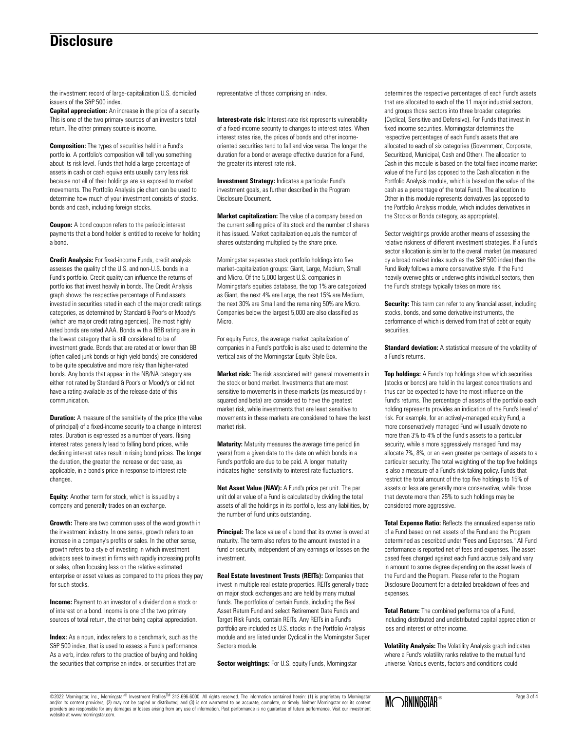# Disclosure

the investment record of large-capitalization U.S. domiciled issuers of the S&P 500 index.

**Capital appreciation:** An increase in the price of a security. This is one of the two primary sources of an investor's total return. The other primary source is income.

**Composition:** The types of securities held in a Fund's portfolio. A portfolio's composition will tell you something about its risk level. Funds that hold a large percentage of assets in cash or cash equivalents usually carry less risk because not all of their holdings are as exposed to market movements. The Portfolio Analysis pie chart can be used to determine how much of your investment consists of stocks, bonds and cash, including foreign stocks.

**Coupon:** A bond coupon refers to the periodic interest payments that a bond holder is entitled to receive for holding a bond.

**Credit Analysis:** For fixed-income Funds, credit analysis assesses the quality of the U.S. and non-U.S. bonds in a Fund's portfolio. Credit quality can influence the returns of portfolios that invest heavily in bonds. The Credit Analysis graph shows the respective percentage of Fund assets invested in securities rated in each of the major credit ratings categories, as determined by Standard & Poor's or Moody's (which are major credit rating agencies). The most highly rated bonds are rated AAA. Bonds with a BBB rating are in the lowest category that is still considered to be of investment grade. Bonds that are rated at or lower than BB (often called junk bonds or high-yield bonds) are considered to be quite speculative and more risky than higher-rated bonds. Any bonds that appear in the NR/NA category are either not rated by Standard & Poor's or Moody's or did not have a rating available as of the release date of this communication.

**Duration:** A measure of the sensitivity of the price (the value of principal) of a fixed-income security to a change in interest rates. Duration is expressed as a number of years. Rising interest rates generally lead to falling bond prices, while declining interest rates result in rising bond prices. The longer the duration, the greater the increase or decrease, as applicable, in a bond's price in response to interest rate changes.

**Equity:** Another term for stock, which is issued by a company and generally trades on an exchange.

**Growth:** There are two common uses of the word growth in the investment industry. In one sense, growth refers to an increase in a company's profits or sales. In the other sense, growth refers to a style of investing in which investment advisors seek to invest in firms with rapidly increasing profits or sales, often focusing less on the relative estimated enterprise or asset values as compared to the prices they pay for such stocks.

**Income:** Payment to an investor of a dividend on a stock or of interest on a bond. Income is one of the two primary sources of total return, the other being capital appreciation.

**Index:** As a noun, index refers to a benchmark, such as the S&P 500 index, that is used to assess a Fund's performance. As a verb, index refers to the practice of buying and holding the securities that comprise an index, or securities that are representative of those comprising an index.

**Interest-rate risk:** Interest-rate risk represents vulnerability of a fixed-income security to changes to interest rates. When interest rates rise, the prices of bonds and other income-oriented securities tend to fall and vice versa. The longer the duration for a bond or average effective duration for a Fund, the greater its interest-rate risk.

**Investment Strategy:** Indicates a particular Fund's investment goals, as further described in the Program Disclosure Document.

**Market capitalization:** The value of a company based on the current selling price of its stock and the number of shares it has issued. Market capitalization equals the number of shares outstanding multiplied by the share price.

Morningstar separates stock portfolio holdings into five market-capitalization groups: Giant, Large, Medium, Small and Micro. Of the 5,000 largest U.S. companies in Morningstar's equities database, the top 1% are categorized as Giant, the next 4% are Large, the next 15% are Medium, the next 30% are Small and the remaining 50% are Micro. Companies below the largest 5,000 are also classified as Micro.

For equity Funds, the average market capitalization of companies in a Fund's portfolio is also used to determine the vertical axis of the Morningstar Equity Style Box.

**Market risk:** The risk associated with general movements in the stock or bond market. Investments that are most sensitive to movements in these markets (as measured by r-squared and beta) are considered to have the greatest market risk, while investments that are least sensitive to movements in these markets are considered to have the least market risk.

**Maturity:** Maturity measures the average time period (in years) from a given date to the date on which bonds in a Fund's portfolio are due to be paid. A longer maturity indicates higher sensitivity to interest rate fluctuations.

**Net Asset Value (NAV):** A Fund's price per unit. The per unit dollar value of a Fund is calculated by dividing the total assets of all the holdings in its portfolio, less any liabilities, by the number of Fund units outstanding.

**Principal:** The face value of a bond that its owner is owed at maturity. The term also refers to the amount invested in a fund or security, independent of any earnings or losses on the investment.

**Real Estate Investment Trusts (REITs):** Companies that invest in multiple real-estate properties. REITs generally trade on major stock exchanges and are held by many mutual funds. The portfolios of certain Funds, including the Real Asset Return Fund and select Retirement Date Funds and Target Risk Funds, contain REITs. Any REITs in a Fund's portfolio are included as U.S. stocks in the Portfolio Analysis module and are listed under Cyclical in the Morningstar Super Sectors module.

**Sector weightings:** For U.S. equity Funds, Morningstar determines the respective percentages of each Fund's assets that are allocated to each of the 11 major industrial sectors, and groups those sectors into three broader categories (Cyclical, Sensitive and Defensive). For Funds that invest in fixed income securities, Morningstar determines the respective percentages of each Fund's assets that are allocated to each of six categories (Government, Corporate, Securitized, Municipal, Cash and Other). The allocation to Cash in this module is based on the total fixed income market value of the Fund (as opposed to the Cash allocation in the Portfolio Analysis module, which is based on the value of the cash as a percentage of the total Fund). The allocation to Other in this module represents derivatives (as opposed to the Portfolio Analysis module, which includes derivatives in the Stocks or Bonds category, as appropriate).

Sector weightings provide another means of assessing the relative riskiness of different investment strategies. If a Fund's sector allocation is similar to the overall market (as measured by a broad market index such as the S&P 500 index) then the Fund likely follows a more conservative style. If the Fund heavily overweights or underweights individual sectors, then the Fund's strategy typically takes on more risk.

**Security:** This term can refer to any financial asset, including stocks, bonds, and some derivative instruments, the performance of which is derived from that of debt or equity securities.

**Standard deviation:** A statistical measure of the volatility of a Fund's returns.

**Top holdings:** A Fund's top holdings show which securities (stocks or bonds) are held in the largest concentrations and thus can be expected to have the most influence on the Fund's returns. The percentage of assets of the portfolio each holding represents provides an indication of the Fund's level of risk. For example, for an actively-managed equity Fund, a more conservatively managed Fund will usually devote no more than 3% to 4% of the Fund's assets to a particular security, while a more aggressively managed Fund may allocate 7%, 8%, or an even greater percentage of assets to a particular security. The total weighting of the top five holdings is also a measure of a Fund's risk taking policy. Funds that restrict the total amount of the top five holdings to 15% of assets or less are generally more conservative, while those that devote more than 25% to such holdings may be considered more aggressive.

**Total Expense Ratio:** Reflects the annualized expense ratio of a Fund based on net assets of the Fund and the Program determined as described under "Fees and Expenses." All Fund performance is reported net of fees and expenses. The asset-based fees charged against each Fund accrue daily and vary in amount to some degree depending on the asset levels of the Fund and the Program. Please refer to the Program Disclosure Document for a detailed breakdown of fees and expenses.

**Total Return:** The combined performance of a Fund, including distributed and undistributed capital appreciation or loss and interest or other income.

**Volatility Analysis:** The Volatility Analysis graph indicates where a Fund's volatility ranks relative to the mutual fund universe. Various events, factors and conditions could

©2022 Morningstar, Inc., Morningstar® Investment Profiles™ 312-696-6000. All rights reserved. The information contained herein: (1) is proprietary to Morningstar and/or its content providers; (2) may not be copied or distributed; and (3) is not warranted to be accurate, complete, or timely. Neither Morningstar nor its content providers are responsible for any damages or losses arising from any use of information. Past performance is no guarantee of future performance. Visit our investment website at www.morningstar.com.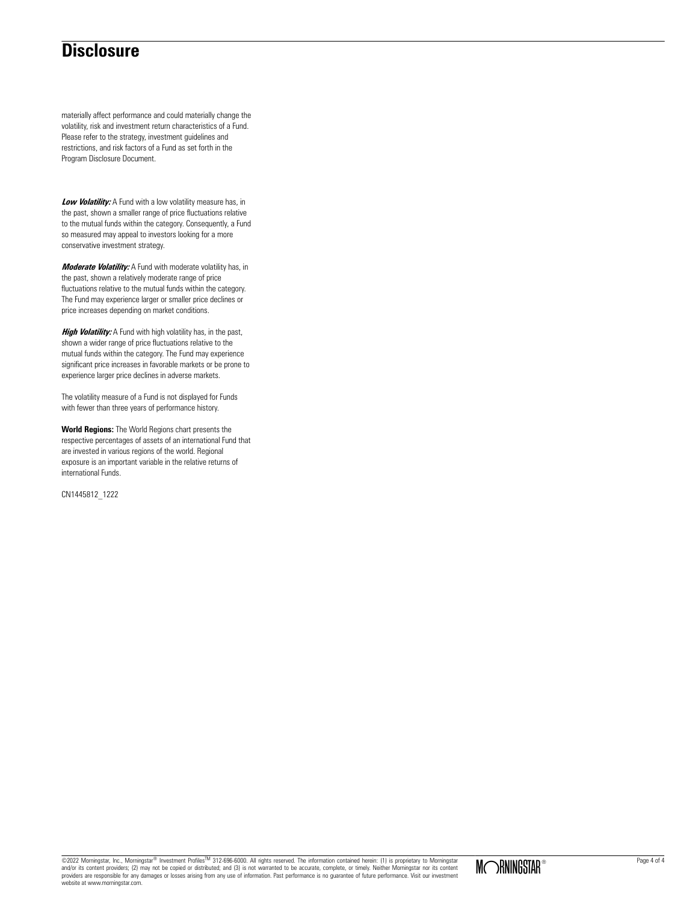# Disclosure

materially affect performance and could materially change the volatility, risk and investment return characteristics of a Fund. Please refer to the strategy, investment guidelines and restrictions, and risk factors of a Fund as set forth in the Program Disclosure Document.

***Low Volatility:*** A Fund with a low volatility measure has, in the past, shown a smaller range of price fluctuations relative to the mutual funds within the category. Consequently, a Fund so measured may appeal to investors looking for a more conservative investment strategy.

***Moderate Volatility:*** A Fund with moderate volatility has, in the past, shown a relatively moderate range of price fluctuations relative to the mutual funds within the category. The Fund may experience larger or smaller price declines or price increases depending on market conditions.

***High Volatility:*** A Fund with high volatility has, in the past, shown a wider range of price fluctuations relative to the mutual funds within the category. The Fund may experience significant price increases in favorable markets or be prone to experience larger price declines in adverse markets.

The volatility measure of a Fund is not displayed for Funds with fewer than three years of performance history.

**World Regions:** The World Regions chart presents the respective percentages of assets of an international Fund that are invested in various regions of the world. Regional exposure is an important variable in the relative returns of international Funds.

CN1445812_1222

©2022 Morningstar, Inc., Morningstar® Investment Profiles™ 312-696-6000. All rights reserved. The information contained herein: (1) is proprietary to Morningstar and/or its content providers; (2) may not be copied or distributed; and (3) is not warranted to be accurate, complete, or timely. Neither Morningstar nor its content providers are responsible for any damages or losses arising from any use of information. Past performance is no guarantee of future performance. Visit our investment website at www.morningstar.com.